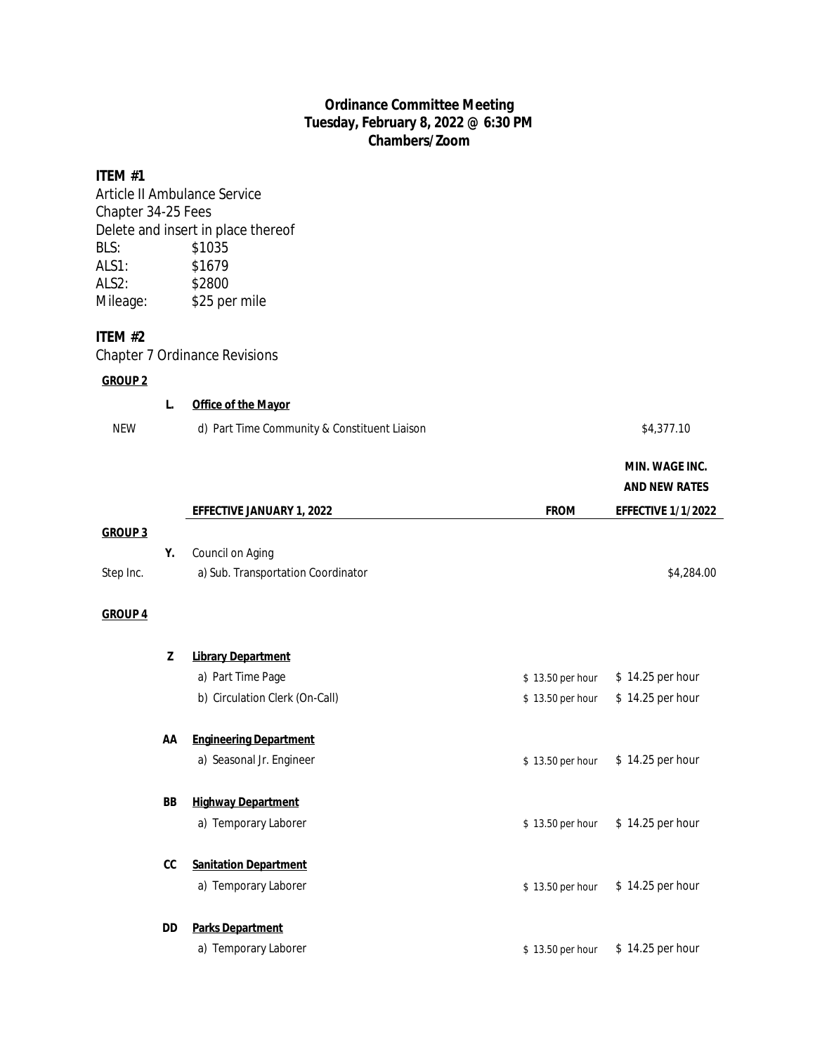# Ordinance Committee Meeting
## Tuesday, February 8, 2022 @ 6:30 PM
## Chambers/Zoom

**ITEM #1**

Article II Ambulance Service
Chapter 34-25 Fees
Delete and insert in place thereof

| | |
|---|---|
| BLS: | $1035 |
| ALS1: | $1679 |
| ALS2: | $2800 |
| Mileage: | $25 per mile |

**ITEM #2**

Chapter 7 Ordinance Revisions

**GROUP 2**

| | | | | |
|---|---|---|---|---|
| | **L.** | **Office of the Mayor** | | |
| NEW | | d) Part Time Community & Constituent Liaison | | $4,377.10 |

| | | **EFFECTIVE JANUARY 1, 2022** | **FROM** | **MIN. WAGE INC. AND NEW RATES EFFECTIVE 1/1/2022** |
|---|---|---|---|---|
| **GROUP 3** | | | | |
| | **Y.** | Council on Aging | | |
| Step Inc. | | a) Sub. Transportation Coordinator | | $4,284.00 |
| **GROUP 4** | | | | |
| | **Z** | **Library Department** | | |
| | | a) Part Time Page | $ 13.50 per hour | $ 14.25 per hour |
| | | b) Circulation Clerk (On-Call) | $ 13.50 per hour | $ 14.25 per hour |
| | **AA** | **Engineering Department** | | |
| | | a) Seasonal Jr. Engineer | $ 13.50 per hour | $ 14.25 per hour |
| | **BB** | **Highway Department** | | |
| | | a) Temporary Laborer | $ 13.50 per hour | $ 14.25 per hour |
| | **CC** | **Sanitation Department** | | |
| | | a) Temporary Laborer | $ 13.50 per hour | $ 14.25 per hour |
| | **DD** | **Parks Department** | | |
| | | a) Temporary Laborer | $ 13.50 per hour | $ 14.25 per hour |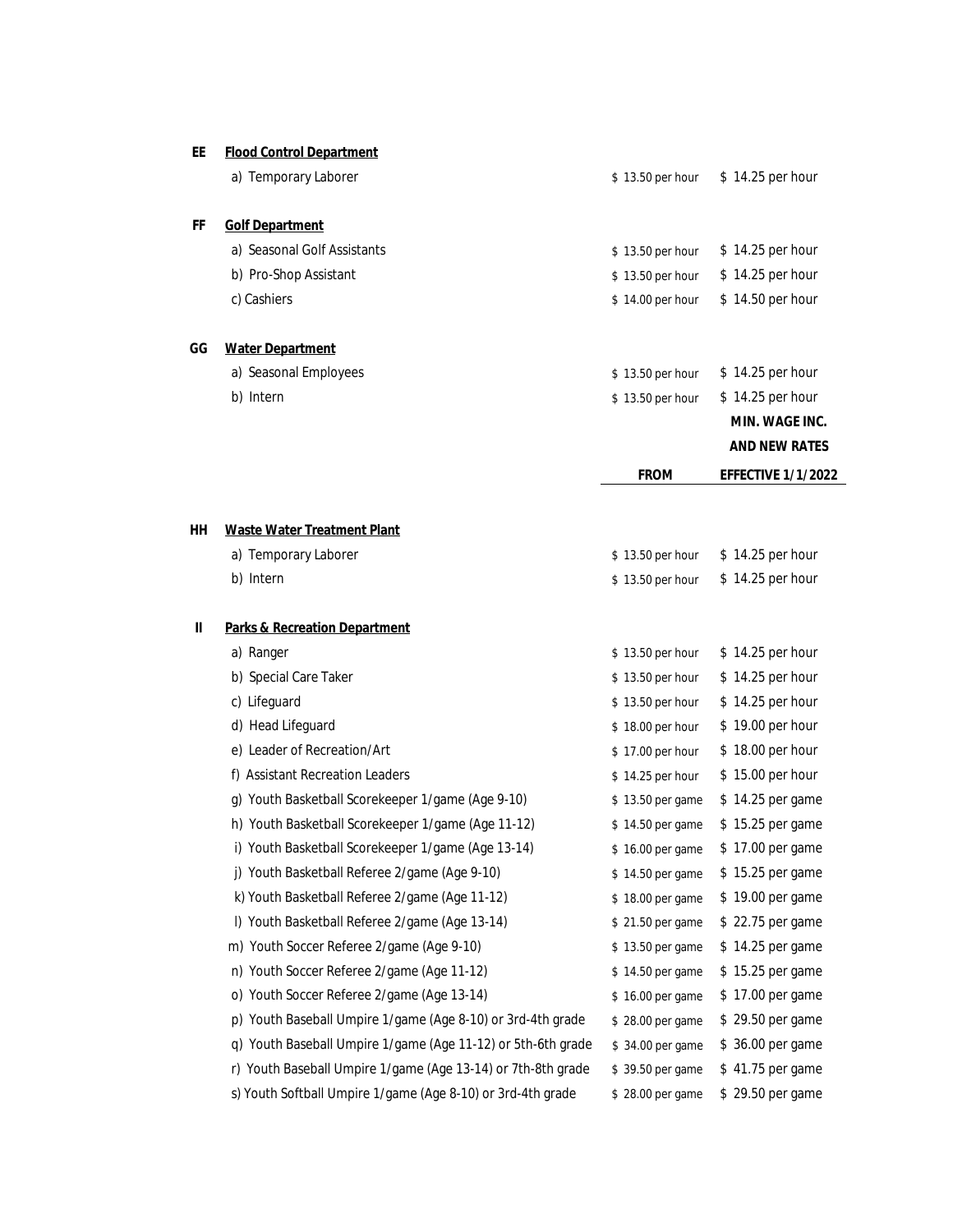| | | FROM | MIN. WAGE INC. AND NEW RATES EFFECTIVE 1/1/2022 |
|---|---|---|---|
| **EE** | **Flood Control Department** | | |
| | a) Temporary Laborer | $ 13.50 per hour | $ 14.25 per hour |
| **FF** | **Golf Department** | | |
| | a) Seasonal Golf Assistants | $ 13.50 per hour | $ 14.25 per hour |
| | b) Pro-Shop Assistant | $ 13.50 per hour | $ 14.25 per hour |
| | c) Cashiers | $ 14.00 per hour | $ 14.50 per hour |
| **GG** | **Water Department** | | |
| | a) Seasonal Employees | $ 13.50 per hour | $ 14.25 per hour |
| | b) Intern | $ 13.50 per hour | $ 14.25 per hour |
| **HH** | **Waste Water Treatment Plant** | | |
| | a) Temporary Laborer | $ 13.50 per hour | $ 14.25 per hour |
| | b) Intern | $ 13.50 per hour | $ 14.25 per hour |
| **II** | **Parks & Recreation Department** | | |
| | a) Ranger | $ 13.50 per hour | $ 14.25 per hour |
| | b) Special Care Taker | $ 13.50 per hour | $ 14.25 per hour |
| | c) Lifeguard | $ 13.50 per hour | $ 14.25 per hour |
| | d) Head Lifeguard | $ 18.00 per hour | $ 19.00 per hour |
| | e) Leader of Recreation/Art | $ 17.00 per hour | $ 18.00 per hour |
| | f) Assistant Recreation Leaders | $ 14.25 per hour | $ 15.00 per hour |
| | g) Youth Basketball Scorekeeper 1/game (Age 9-10) | $ 13.50 per game | $ 14.25 per game |
| | h) Youth Basketball Scorekeeper 1/game (Age 11-12) | $ 14.50 per game | $ 15.25 per game |
| | i) Youth Basketball Scorekeeper 1/game (Age 13-14) | $ 16.00 per game | $ 17.00 per game |
| | j) Youth Basketball Referee 2/game (Age 9-10) | $ 14.50 per game | $ 15.25 per game |
| | k) Youth Basketball Referee 2/game (Age 11-12) | $ 18.00 per game | $ 19.00 per game |
| | l) Youth Basketball Referee 2/game (Age 13-14) | $ 21.50 per game | $ 22.75 per game |
| | m) Youth Soccer Referee 2/game (Age 9-10) | $ 13.50 per game | $ 14.25 per game |
| | n) Youth Soccer Referee 2/game (Age 11-12) | $ 14.50 per game | $ 15.25 per game |
| | o) Youth Soccer Referee 2/game (Age 13-14) | $ 16.00 per game | $ 17.00 per game |
| | p) Youth Baseball Umpire 1/game (Age 8-10) or 3rd-4th grade | $ 28.00 per game | $ 29.50 per game |
| | q) Youth Baseball Umpire 1/game (Age 11-12) or 5th-6th grade | $ 34.00 per game | $ 36.00 per game |
| | r) Youth Baseball Umpire 1/game (Age 13-14) or 7th-8th grade | $ 39.50 per game | $ 41.75 per game |
| | s) Youth Softball Umpire 1/game (Age 8-10) or 3rd-4th grade | $ 28.00 per game | $ 29.50 per game |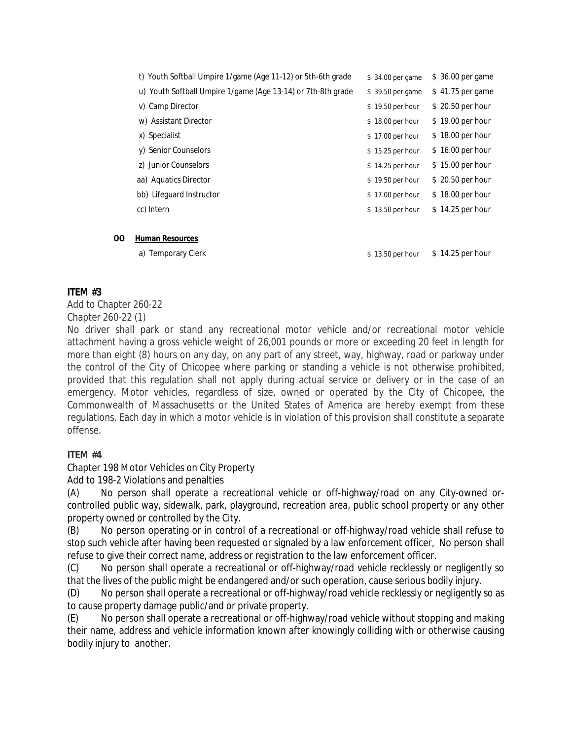| | | |
|---|---|---|
| t) Youth Softball Umpire 1/game (Age 11-12) or 5th-6th grade | $ 34.00 per game | $ 36.00 per game |
| u) Youth Softball Umpire 1/game (Age 13-14) or 7th-8th grade | $ 39.50 per game | $ 41.75 per game |
| v) Camp Director | $ 19.50 per hour | $ 20.50 per hour |
| w) Assistant Director | $ 18.00 per hour | $ 19.00 per hour |
| x) Specialist | $ 17.00 per hour | $ 18.00 per hour |
| y) Senior Counselors | $ 15.25 per hour | $ 16.00 per hour |
| z) Junior Counselors | $ 14.25 per hour | $ 15.00 per hour |
| aa) Aquatics Director | $ 19.50 per hour | $ 20.50 per hour |
| bb) Lifeguard Instructor | $ 17.00 per hour | $ 18.00 per hour |
| cc) Intern | $ 13.50 per hour | $ 14.25 per hour |

**OO** **Human Resources**

| | | |
|---|---|---|
| a) Temporary Clerk | $ 13.50 per hour | $ 14.25 per hour |

**ITEM #3**

Add to Chapter 260-22

Chapter 260-22 (1)

No driver shall park or stand any recreational motor vehicle and/or recreational motor vehicle attachment having a gross vehicle weight of 26,001 pounds or more or exceeding 20 feet in length for more than eight (8) hours on any day, on any part of any street, way, highway, road or parkway under the control of the City of Chicopee where parking or standing a vehicle is not otherwise prohibited, provided that this regulation shall not apply during actual service or delivery or in the case of an emergency. Motor vehicles, regardless of size, owned or operated by the City of Chicopee, the Commonwealth of Massachusetts or the United States of America are hereby exempt from these regulations. Each day in which a motor vehicle is in violation of this provision shall constitute a separate offense.

**ITEM #4**

Chapter 198 Motor Vehicles on City Property

Add to 198-2 Violations and penalties

(A) No person shall operate a recreational vehicle or off-highway/road on any City-owned or-controlled public way, sidewalk, park, playground, recreation area, public school property or any other property owned or controlled by the City.

(B) No person operating or in control of a recreational or off-highway/road vehicle shall refuse to stop such vehicle after having been requested or signaled by a law enforcement officer, No person shall refuse to give their correct name, address or registration to the law enforcement officer.

(C) No person shall operate a recreational or off-highway/road vehicle recklessly or negligently so that the lives of the public might be endangered and/or such operation, cause serious bodily injury.

(D) No person shall operate a recreational or off-highway/road vehicle recklessly or negligently so as to cause property damage public/and or private property.

(E) No person shall operate a recreational or off-highway/road vehicle without stopping and making their name, address and vehicle information known after knowingly colliding with or otherwise causing bodily injury to another.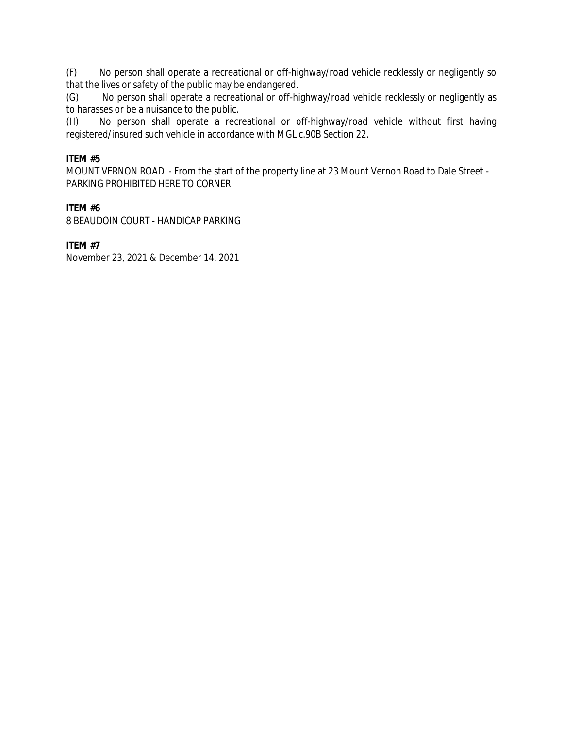(F) No person shall operate a recreational or off-highway/road vehicle recklessly or negligently so that the lives or safety of the public may be endangered.

(G) No person shall operate a recreational or off-highway/road vehicle recklessly or negligently as to harasses or be a nuisance to the public.

(H) No person shall operate a recreational or off-highway/road vehicle without first having registered/insured such vehicle in accordance with MGL c.90B Section 22.

**ITEM #5**

MOUNT VERNON ROAD - From the start of the property line at 23 Mount Vernon Road to Dale Street - PARKING PROHIBITED HERE TO CORNER

**ITEM #6**

8 BEAUDOIN COURT - HANDICAP PARKING

**ITEM #7**

November 23, 2021 & December 14, 2021